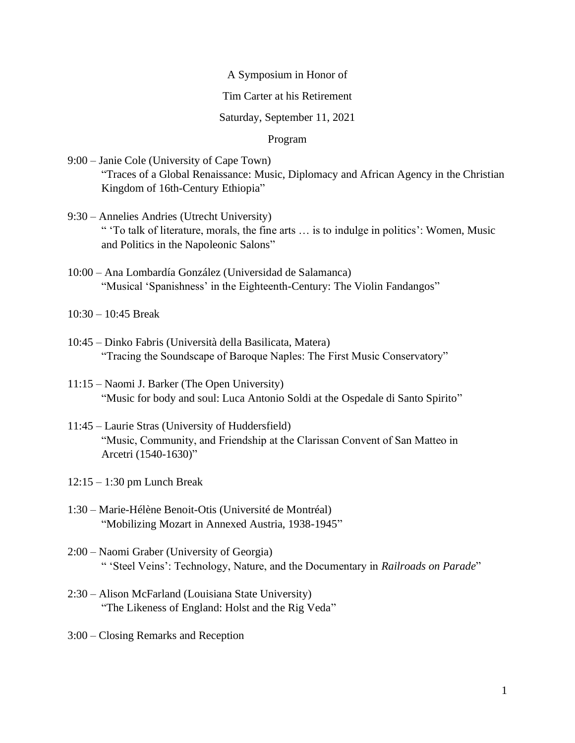A Symposium in Honor of

Tim Carter at his Retirement

Saturday, September 11, 2021

Program

9:00 – Janie Cole (University of Cape Town)
"Traces of a Global Renaissance: Music, Diplomacy and African Agency in the Christian Kingdom of 16th-Century Ethiopia"

9:30 – Annelies Andries (Utrecht University)
" 'To talk of literature, morals, the fine arts … is to indulge in politics': Women, Music and Politics in the Napoleonic Salons"

10:00 – Ana Lombardía González (Universidad de Salamanca)
"Musical 'Spanishness' in the Eighteenth-Century: The Violin Fandangos"

10:30 – 10:45 Break

10:45 – Dinko Fabris (Università della Basilicata, Matera)
"Tracing the Soundscape of Baroque Naples: The First Music Conservatory"

11:15 – Naomi J. Barker (The Open University)
"Music for body and soul: Luca Antonio Soldi at the Ospedale di Santo Spirito"

11:45 – Laurie Stras (University of Huddersfield)
"Music, Community, and Friendship at the Clarissan Convent of San Matteo in Arcetri (1540-1630)"

12:15 – 1:30 pm Lunch Break

1:30 – Marie-Hélène Benoit-Otis (Université de Montréal)
"Mobilizing Mozart in Annexed Austria, 1938-1945"

2:00 – Naomi Graber (University of Georgia)
" 'Steel Veins': Technology, Nature, and the Documentary in *Railroads on Parade*"

2:30 – Alison McFarland (Louisiana State University)
"The Likeness of England: Holst and the Rig Veda"

3:00 – Closing Remarks and Reception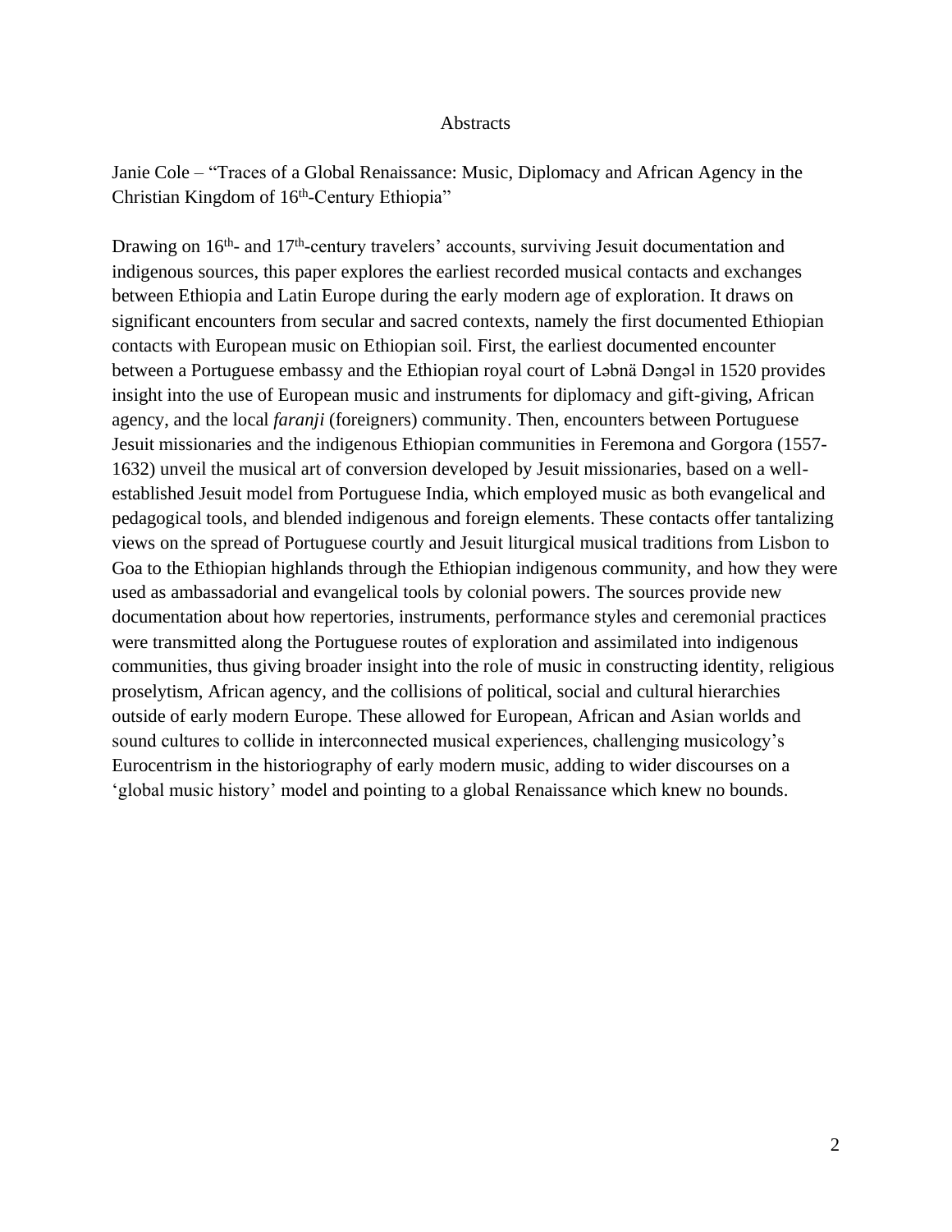# Abstracts

Janie Cole – "Traces of a Global Renaissance: Music, Diplomacy and African Agency in the Christian Kingdom of 16th-Century Ethiopia"

Drawing on 16th- and 17th-century travelers' accounts, surviving Jesuit documentation and indigenous sources, this paper explores the earliest recorded musical contacts and exchanges between Ethiopia and Latin Europe during the early modern age of exploration. It draws on significant encounters from secular and sacred contexts, namely the first documented Ethiopian contacts with European music on Ethiopian soil. First, the earliest documented encounter between a Portuguese embassy and the Ethiopian royal court of Ləbnä Dəngəl in 1520 provides insight into the use of European music and instruments for diplomacy and gift-giving, African agency, and the local *faranji* (foreigners) community. Then, encounters between Portuguese Jesuit missionaries and the indigenous Ethiopian communities in Feremona and Gorgora (1557-1632) unveil the musical art of conversion developed by Jesuit missionaries, based on a well-established Jesuit model from Portuguese India, which employed music as both evangelical and pedagogical tools, and blended indigenous and foreign elements. These contacts offer tantalizing views on the spread of Portuguese courtly and Jesuit liturgical musical traditions from Lisbon to Goa to the Ethiopian highlands through the Ethiopian indigenous community, and how they were used as ambassadorial and evangelical tools by colonial powers. The sources provide new documentation about how repertories, instruments, performance styles and ceremonial practices were transmitted along the Portuguese routes of exploration and assimilated into indigenous communities, thus giving broader insight into the role of music in constructing identity, religious proselytism, African agency, and the collisions of political, social and cultural hierarchies outside of early modern Europe. These allowed for European, African and Asian worlds and sound cultures to collide in interconnected musical experiences, challenging musicology's Eurocentrism in the historiography of early modern music, adding to wider discourses on a 'global music history' model and pointing to a global Renaissance which knew no bounds.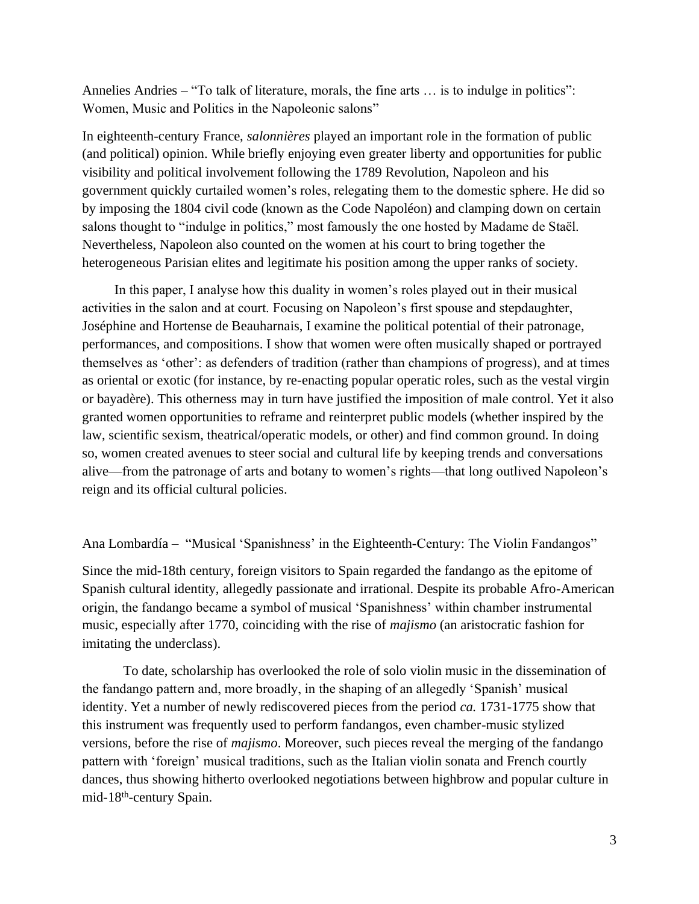Annelies Andries – "To talk of literature, morals, the fine arts … is to indulge in politics": Women, Music and Politics in the Napoleonic salons"

In eighteenth-century France, *salonnières* played an important role in the formation of public (and political) opinion. While briefly enjoying even greater liberty and opportunities for public visibility and political involvement following the 1789 Revolution, Napoleon and his government quickly curtailed women's roles, relegating them to the domestic sphere. He did so by imposing the 1804 civil code (known as the Code Napoléon) and clamping down on certain salons thought to "indulge in politics," most famously the one hosted by Madame de Staël. Nevertheless, Napoleon also counted on the women at his court to bring together the heterogeneous Parisian elites and legitimate his position among the upper ranks of society.

In this paper, I analyse how this duality in women's roles played out in their musical activities in the salon and at court. Focusing on Napoleon's first spouse and stepdaughter, Joséphine and Hortense de Beauharnais, I examine the political potential of their patronage, performances, and compositions. I show that women were often musically shaped or portrayed themselves as 'other': as defenders of tradition (rather than champions of progress), and at times as oriental or exotic (for instance, by re-enacting popular operatic roles, such as the vestal virgin or bayadère). This otherness may in turn have justified the imposition of male control. Yet it also granted women opportunities to reframe and reinterpret public models (whether inspired by the law, scientific sexism, theatrical/operatic models, or other) and find common ground. In doing so, women created avenues to steer social and cultural life by keeping trends and conversations alive—from the patronage of arts and botany to women's rights—that long outlived Napoleon's reign and its official cultural policies.

Ana Lombardía – "Musical 'Spanishness' in the Eighteenth-Century: The Violin Fandangos"

Since the mid-18th century, foreign visitors to Spain regarded the fandango as the epitome of Spanish cultural identity, allegedly passionate and irrational. Despite its probable Afro-American origin, the fandango became a symbol of musical 'Spanishness' within chamber instrumental music, especially after 1770, coinciding with the rise of *majismo* (an aristocratic fashion for imitating the underclass).

To date, scholarship has overlooked the role of solo violin music in the dissemination of the fandango pattern and, more broadly, in the shaping of an allegedly 'Spanish' musical identity. Yet a number of newly rediscovered pieces from the period *ca.* 1731-1775 show that this instrument was frequently used to perform fandangos, even chamber-music stylized versions, before the rise of *majismo*. Moreover, such pieces reveal the merging of the fandango pattern with 'foreign' musical traditions, such as the Italian violin sonata and French courtly dances, thus showing hitherto overlooked negotiations between highbrow and popular culture in mid-18th-century Spain.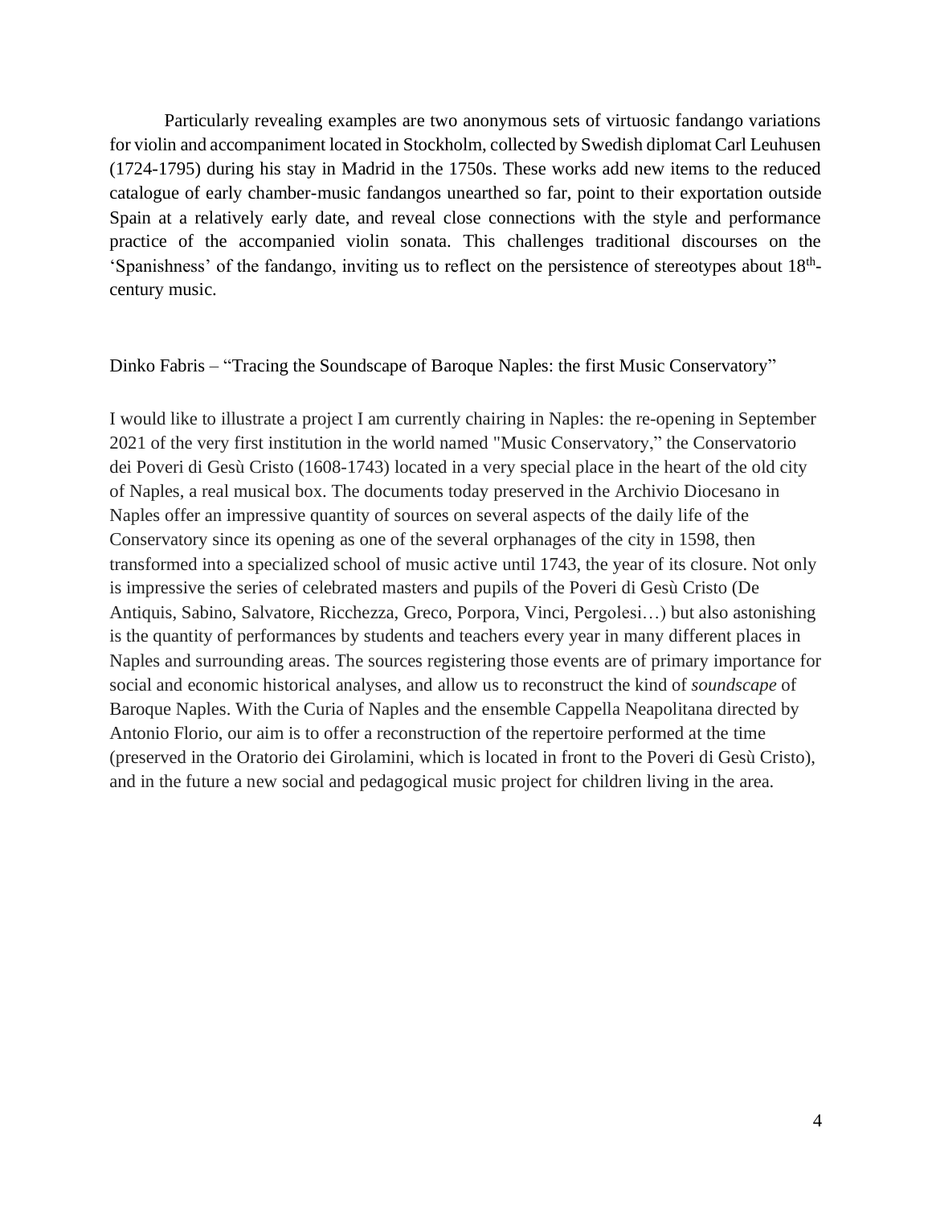Particularly revealing examples are two anonymous sets of virtuosic fandango variations for violin and accompaniment located in Stockholm, collected by Swedish diplomat Carl Leuhusen (1724-1795) during his stay in Madrid in the 1750s. These works add new items to the reduced catalogue of early chamber-music fandangos unearthed so far, point to their exportation outside Spain at a relatively early date, and reveal close connections with the style and performance practice of the accompanied violin sonata. This challenges traditional discourses on the 'Spanishness' of the fandango, inviting us to reflect on the persistence of stereotypes about 18th-century music.

Dinko Fabris – "Tracing the Soundscape of Baroque Naples: the first Music Conservatory"

I would like to illustrate a project I am currently chairing in Naples: the re-opening in September 2021 of the very first institution in the world named "Music Conservatory," the Conservatorio dei Poveri di Gesù Cristo (1608-1743) located in a very special place in the heart of the old city of Naples, a real musical box. The documents today preserved in the Archivio Diocesano in Naples offer an impressive quantity of sources on several aspects of the daily life of the Conservatory since its opening as one of the several orphanages of the city in 1598, then transformed into a specialized school of music active until 1743, the year of its closure. Not only is impressive the series of celebrated masters and pupils of the Poveri di Gesù Cristo (De Antiquis, Sabino, Salvatore, Ricchezza, Greco, Porpora, Vinci, Pergolesi…) but also astonishing is the quantity of performances by students and teachers every year in many different places in Naples and surrounding areas. The sources registering those events are of primary importance for social and economic historical analyses, and allow us to reconstruct the kind of *soundscape* of Baroque Naples. With the Curia of Naples and the ensemble Cappella Neapolitana directed by Antonio Florio, our aim is to offer a reconstruction of the repertoire performed at the time (preserved in the Oratorio dei Girolamini, which is located in front to the Poveri di Gesù Cristo), and in the future a new social and pedagogical music project for children living in the area.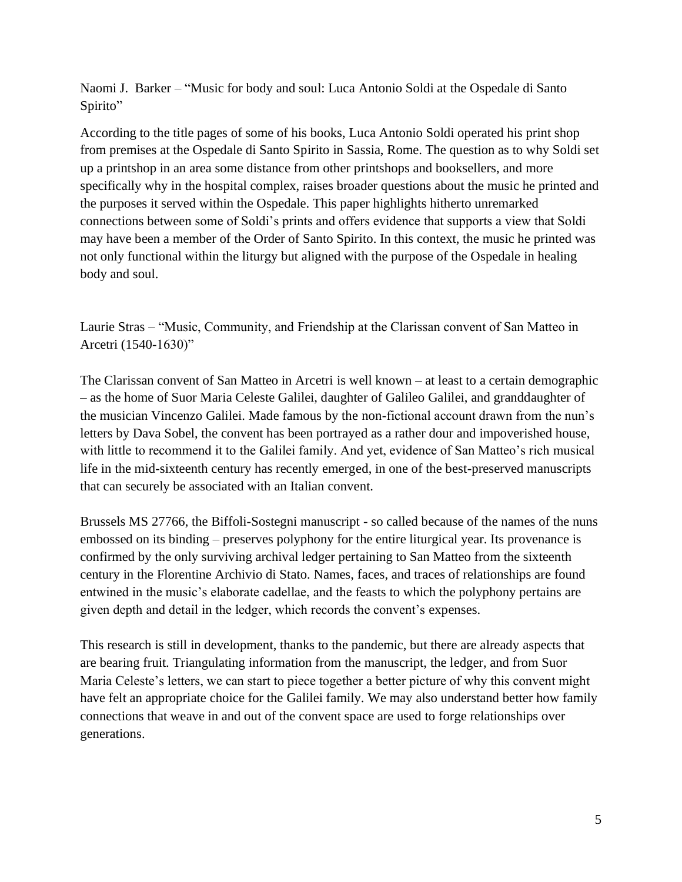Naomi J. Barker – "Music for body and soul: Luca Antonio Soldi at the Ospedale di Santo Spirito"

According to the title pages of some of his books, Luca Antonio Soldi operated his print shop from premises at the Ospedale di Santo Spirito in Sassia, Rome. The question as to why Soldi set up a printshop in an area some distance from other printshops and booksellers, and more specifically why in the hospital complex, raises broader questions about the music he printed and the purposes it served within the Ospedale. This paper highlights hitherto unremarked connections between some of Soldi's prints and offers evidence that supports a view that Soldi may have been a member of the Order of Santo Spirito. In this context, the music he printed was not only functional within the liturgy but aligned with the purpose of the Ospedale in healing body and soul.

Laurie Stras – "Music, Community, and Friendship at the Clarissan convent of San Matteo in Arcetri (1540-1630)"

The Clarissan convent of San Matteo in Arcetri is well known – at least to a certain demographic – as the home of Suor Maria Celeste Galilei, daughter of Galileo Galilei, and granddaughter of the musician Vincenzo Galilei. Made famous by the non-fictional account drawn from the nun's letters by Dava Sobel, the convent has been portrayed as a rather dour and impoverished house, with little to recommend it to the Galilei family. And yet, evidence of San Matteo's rich musical life in the mid-sixteenth century has recently emerged, in one of the best-preserved manuscripts that can securely be associated with an Italian convent.

Brussels MS 27766, the Biffoli-Sostegni manuscript - so called because of the names of the nuns embossed on its binding – preserves polyphony for the entire liturgical year. Its provenance is confirmed by the only surviving archival ledger pertaining to San Matteo from the sixteenth century in the Florentine Archivio di Stato. Names, faces, and traces of relationships are found entwined in the music's elaborate cadellae, and the feasts to which the polyphony pertains are given depth and detail in the ledger, which records the convent's expenses.

This research is still in development, thanks to the pandemic, but there are already aspects that are bearing fruit. Triangulating information from the manuscript, the ledger, and from Suor Maria Celeste's letters, we can start to piece together a better picture of why this convent might have felt an appropriate choice for the Galilei family. We may also understand better how family connections that weave in and out of the convent space are used to forge relationships over generations.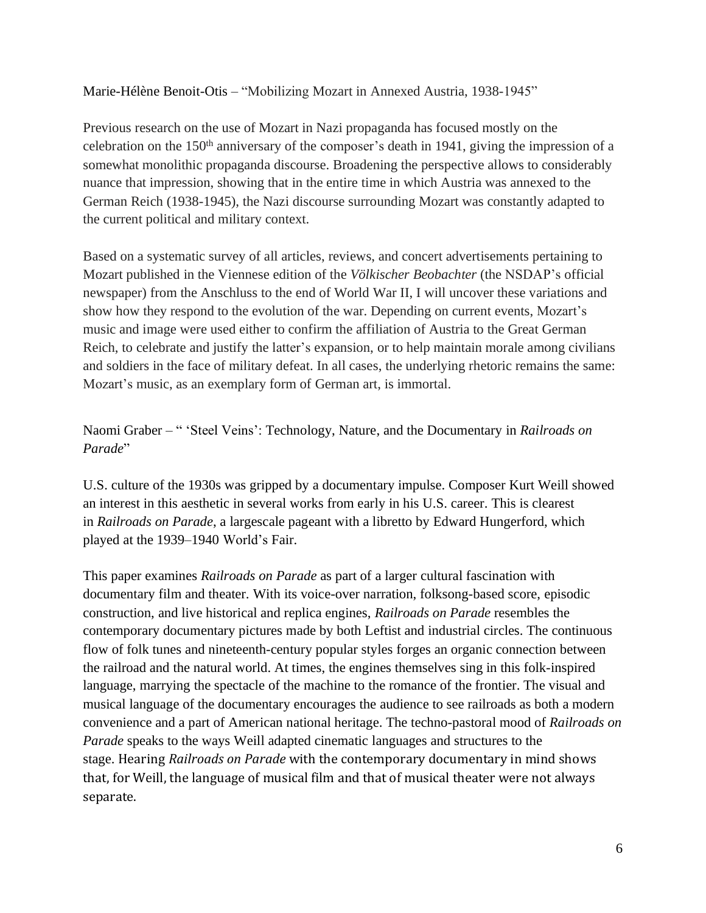Marie-Hélène Benoit-Otis – "Mobilizing Mozart in Annexed Austria, 1938-1945"

Previous research on the use of Mozart in Nazi propaganda has focused mostly on the celebration on the 150th anniversary of the composer's death in 1941, giving the impression of a somewhat monolithic propaganda discourse. Broadening the perspective allows to considerably nuance that impression, showing that in the entire time in which Austria was annexed to the German Reich (1938-1945), the Nazi discourse surrounding Mozart was constantly adapted to the current political and military context.

Based on a systematic survey of all articles, reviews, and concert advertisements pertaining to Mozart published in the Viennese edition of the *Völkischer Beobachter* (the NSDAP's official newspaper) from the Anschluss to the end of World War II, I will uncover these variations and show how they respond to the evolution of the war. Depending on current events, Mozart's music and image were used either to confirm the affiliation of Austria to the Great German Reich, to celebrate and justify the latter's expansion, or to help maintain morale among civilians and soldiers in the face of military defeat. In all cases, the underlying rhetoric remains the same: Mozart's music, as an exemplary form of German art, is immortal.

Naomi Graber – " 'Steel Veins': Technology, Nature, and the Documentary in *Railroads on Parade*"

U.S. culture of the 1930s was gripped by a documentary impulse. Composer Kurt Weill showed an interest in this aesthetic in several works from early in his U.S. career. This is clearest in *Railroads on Parade*, a largescale pageant with a libretto by Edward Hungerford, which played at the 1939–1940 World's Fair.

This paper examines *Railroads on Parade* as part of a larger cultural fascination with documentary film and theater. With its voice-over narration, folksong-based score, episodic construction, and live historical and replica engines, *Railroads on Parade* resembles the contemporary documentary pictures made by both Leftist and industrial circles. The continuous flow of folk tunes and nineteenth-century popular styles forges an organic connection between the railroad and the natural world. At times, the engines themselves sing in this folk-inspired language, marrying the spectacle of the machine to the romance of the frontier. The visual and musical language of the documentary encourages the audience to see railroads as both a modern convenience and a part of American national heritage. The techno-pastoral mood of *Railroads on Parade* speaks to the ways Weill adapted cinematic languages and structures to the stage. Hearing *Railroads on Parade* with the contemporary documentary in mind shows that, for Weill, the language of musical film and that of musical theater were not always separate.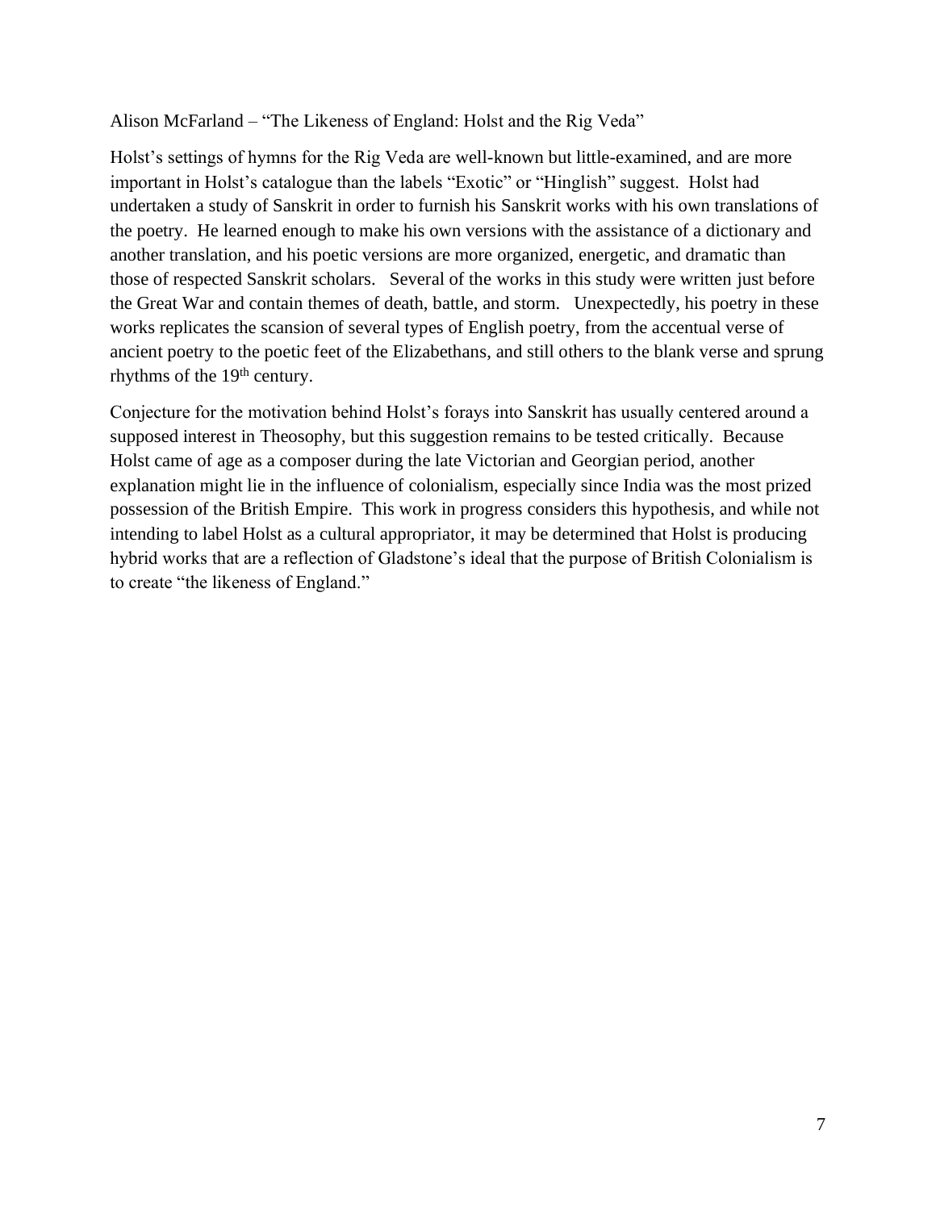Alison McFarland – "The Likeness of England: Holst and the Rig Veda"

Holst's settings of hymns for the Rig Veda are well-known but little-examined, and are more important in Holst's catalogue than the labels "Exotic" or "Hinglish" suggest. Holst had undertaken a study of Sanskrit in order to furnish his Sanskrit works with his own translations of the poetry. He learned enough to make his own versions with the assistance of a dictionary and another translation, and his poetic versions are more organized, energetic, and dramatic than those of respected Sanskrit scholars. Several of the works in this study were written just before the Great War and contain themes of death, battle, and storm. Unexpectedly, his poetry in these works replicates the scansion of several types of English poetry, from the accentual verse of ancient poetry to the poetic feet of the Elizabethans, and still others to the blank verse and sprung rhythms of the 19th century.

Conjecture for the motivation behind Holst's forays into Sanskrit has usually centered around a supposed interest in Theosophy, but this suggestion remains to be tested critically. Because Holst came of age as a composer during the late Victorian and Georgian period, another explanation might lie in the influence of colonialism, especially since India was the most prized possession of the British Empire. This work in progress considers this hypothesis, and while not intending to label Holst as a cultural appropriator, it may be determined that Holst is producing hybrid works that are a reflection of Gladstone's ideal that the purpose of British Colonialism is to create "the likeness of England."